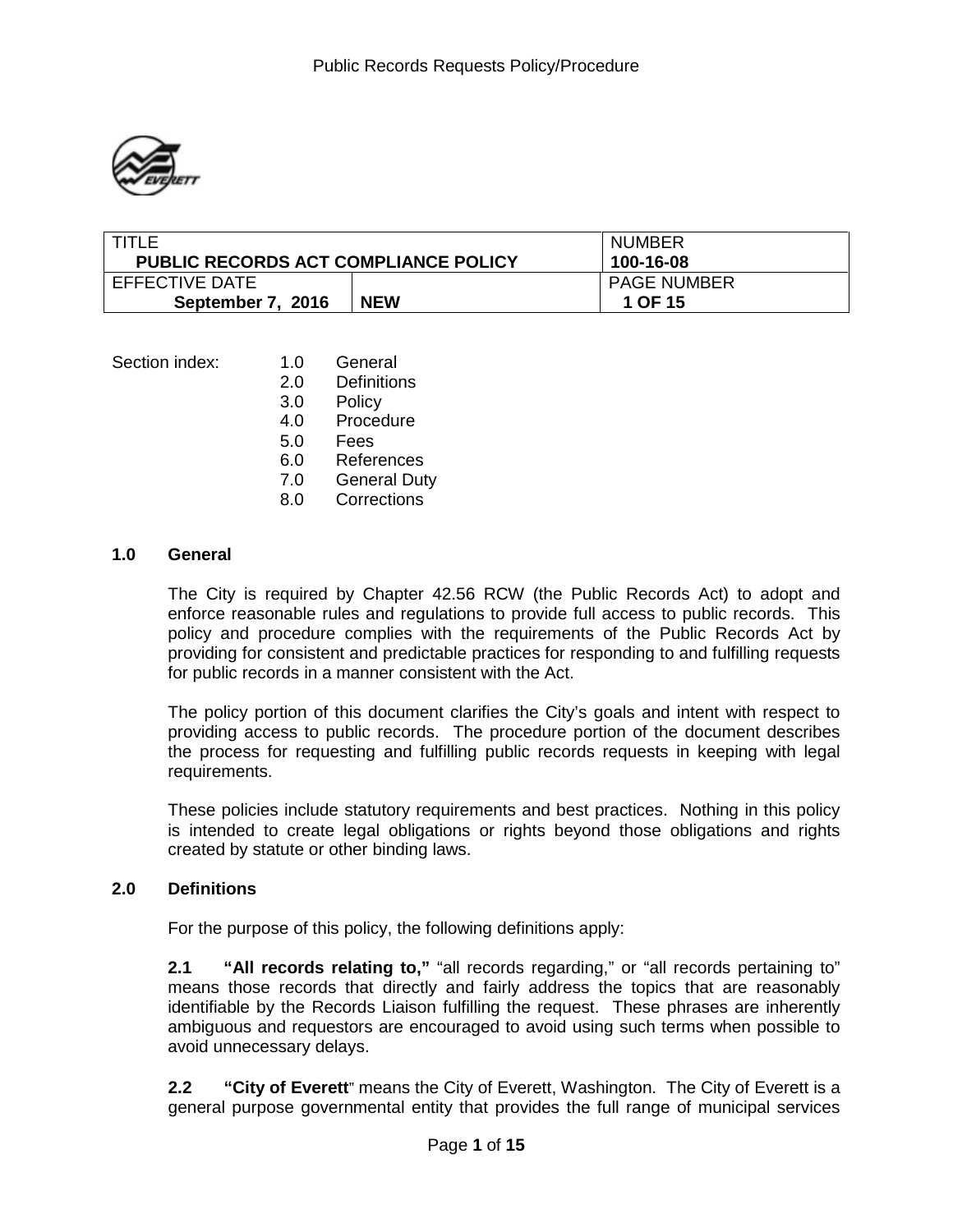| TITLE<br>**PUBLIC RECORDS ACT COMPLIANCE POLICY** | | NUMBER<br>**100-16-08** |
|---|---|---|
| EFFECTIVE DATE<br>**September 7, 2016** | **NEW** | PAGE NUMBER<br>**1 OF 15** |

Section index:

- 1.0 General
- 2.0 Definitions
- 3.0 Policy
- 4.0 Procedure
- 5.0 Fees
- 6.0 References
- 7.0 General Duty
- 8.0 Corrections

## 1.0 General

The City is required by Chapter 42.56 RCW (the Public Records Act) to adopt and enforce reasonable rules and regulations to provide full access to public records. This policy and procedure complies with the requirements of the Public Records Act by providing for consistent and predictable practices for responding to and fulfilling requests for public records in a manner consistent with the Act.

The policy portion of this document clarifies the City's goals and intent with respect to providing access to public records. The procedure portion of the document describes the process for requesting and fulfilling public records requests in keeping with legal requirements.

These policies include statutory requirements and best practices. Nothing in this policy is intended to create legal obligations or rights beyond those obligations and rights created by statute or other binding laws.

## 2.0 Definitions

For the purpose of this policy, the following definitions apply:

**2.1 "All records relating to,"** "all records regarding," or "all records pertaining to" means those records that directly and fairly address the topics that are reasonably identifiable by the Records Liaison fulfilling the request. These phrases are inherently ambiguous and requestors are encouraged to avoid using such terms when possible to avoid unnecessary delays.

**2.2 "City of Everett"** means the City of Everett, Washington. The City of Everett is a general purpose governmental entity that provides the full range of municipal services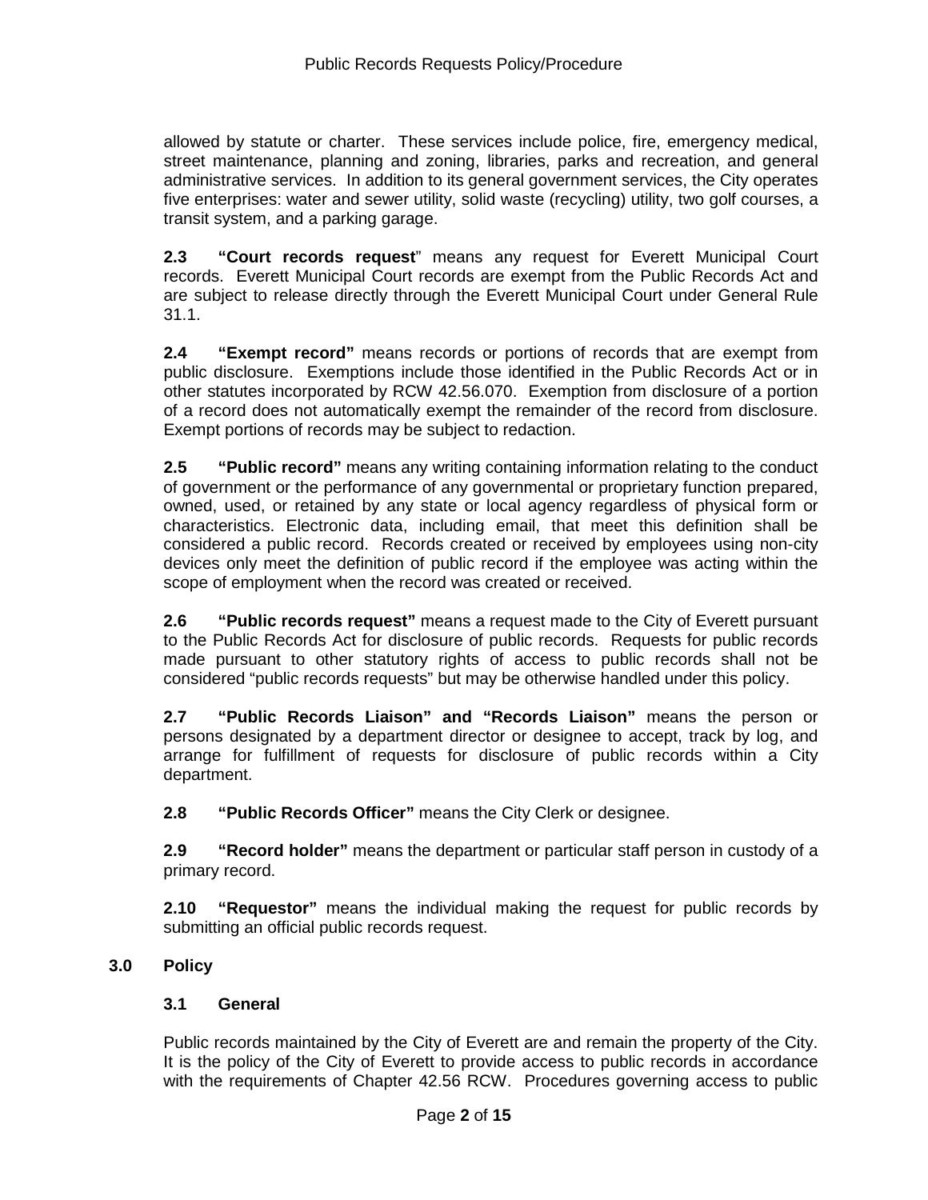allowed by statute or charter. These services include police, fire, emergency medical, street maintenance, planning and zoning, libraries, parks and recreation, and general administrative services. In addition to its general government services, the City operates five enterprises: water and sewer utility, solid waste (recycling) utility, two golf courses, a transit system, and a parking garage.

**2.3 "Court records request**" means any request for Everett Municipal Court records. Everett Municipal Court records are exempt from the Public Records Act and are subject to release directly through the Everett Municipal Court under General Rule 31.1.

**2.4 "Exempt record"** means records or portions of records that are exempt from public disclosure. Exemptions include those identified in the Public Records Act or in other statutes incorporated by RCW 42.56.070. Exemption from disclosure of a portion of a record does not automatically exempt the remainder of the record from disclosure. Exempt portions of records may be subject to redaction.

**2.5 "Public record"** means any writing containing information relating to the conduct of government or the performance of any governmental or proprietary function prepared, owned, used, or retained by any state or local agency regardless of physical form or characteristics. Electronic data, including email, that meet this definition shall be considered a public record. Records created or received by employees using non-city devices only meet the definition of public record if the employee was acting within the scope of employment when the record was created or received.

**2.6 "Public records request"** means a request made to the City of Everett pursuant to the Public Records Act for disclosure of public records. Requests for public records made pursuant to other statutory rights of access to public records shall not be considered "public records requests" but may be otherwise handled under this policy.

**2.7 "Public Records Liaison" and "Records Liaison"** means the person or persons designated by a department director or designee to accept, track by log, and arrange for fulfillment of requests for disclosure of public records within a City department.

**2.8 "Public Records Officer"** means the City Clerk or designee.

**2.9 "Record holder"** means the department or particular staff person in custody of a primary record.

**2.10 "Requestor"** means the individual making the request for public records by submitting an official public records request.

## 3.0 Policy

### 3.1 General

Public records maintained by the City of Everett are and remain the property of the City. It is the policy of the City of Everett to provide access to public records in accordance with the requirements of Chapter 42.56 RCW. Procedures governing access to public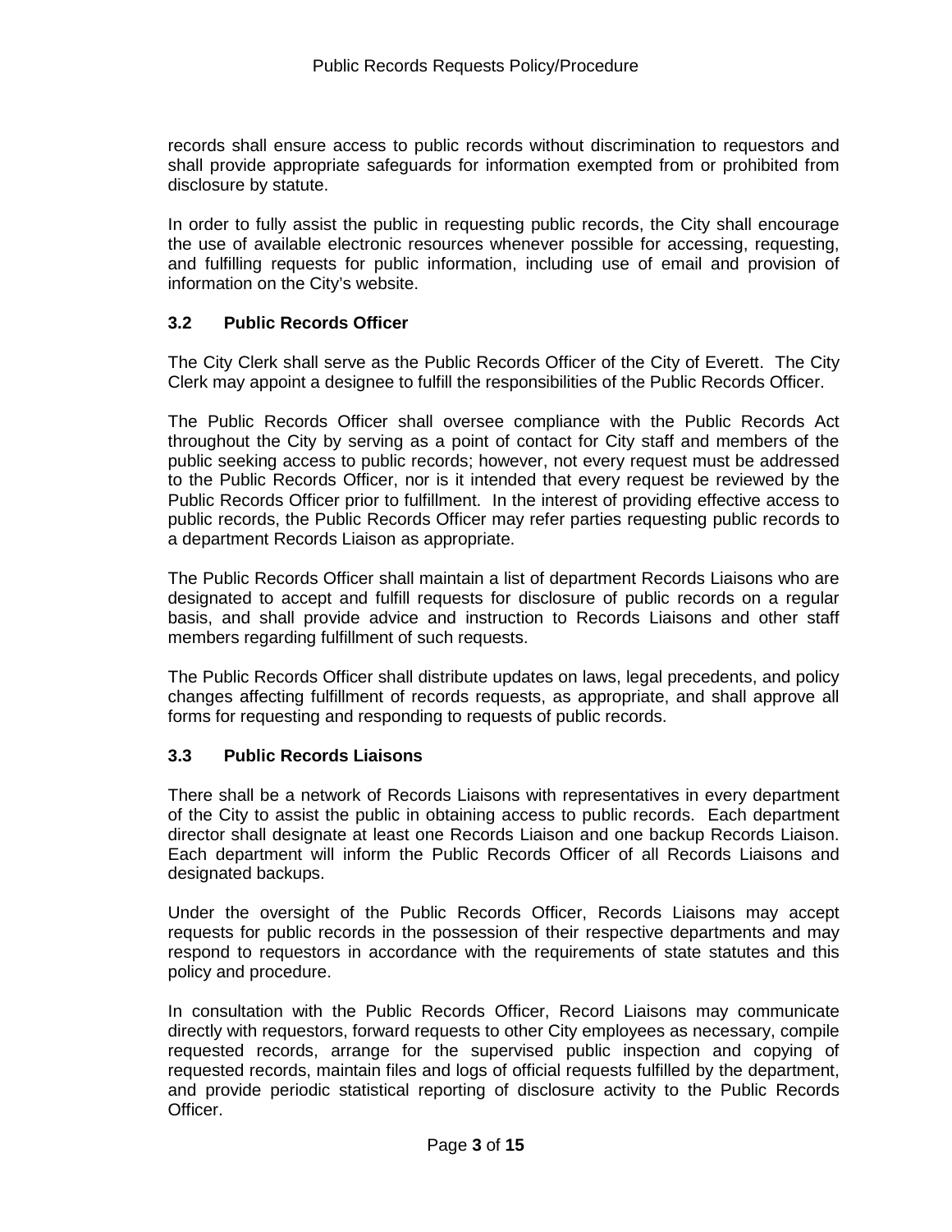records shall ensure access to public records without discrimination to requestors and shall provide appropriate safeguards for information exempted from or prohibited from disclosure by statute.

In order to fully assist the public in requesting public records, the City shall encourage the use of available electronic resources whenever possible for accessing, requesting, and fulfilling requests for public information, including use of email and provision of information on the City's website.

### 3.2 Public Records Officer

The City Clerk shall serve as the Public Records Officer of the City of Everett. The City Clerk may appoint a designee to fulfill the responsibilities of the Public Records Officer.

The Public Records Officer shall oversee compliance with the Public Records Act throughout the City by serving as a point of contact for City staff and members of the public seeking access to public records; however, not every request must be addressed to the Public Records Officer, nor is it intended that every request be reviewed by the Public Records Officer prior to fulfillment. In the interest of providing effective access to public records, the Public Records Officer may refer parties requesting public records to a department Records Liaison as appropriate.

The Public Records Officer shall maintain a list of department Records Liaisons who are designated to accept and fulfill requests for disclosure of public records on a regular basis, and shall provide advice and instruction to Records Liaisons and other staff members regarding fulfillment of such requests.

The Public Records Officer shall distribute updates on laws, legal precedents, and policy changes affecting fulfillment of records requests, as appropriate, and shall approve all forms for requesting and responding to requests of public records.

### 3.3 Public Records Liaisons

There shall be a network of Records Liaisons with representatives in every department of the City to assist the public in obtaining access to public records. Each department director shall designate at least one Records Liaison and one backup Records Liaison. Each department will inform the Public Records Officer of all Records Liaisons and designated backups.

Under the oversight of the Public Records Officer, Records Liaisons may accept requests for public records in the possession of their respective departments and may respond to requestors in accordance with the requirements of state statutes and this policy and procedure.

In consultation with the Public Records Officer, Record Liaisons may communicate directly with requestors, forward requests to other City employees as necessary, compile requested records, arrange for the supervised public inspection and copying of requested records, maintain files and logs of official requests fulfilled by the department, and provide periodic statistical reporting of disclosure activity to the Public Records Officer.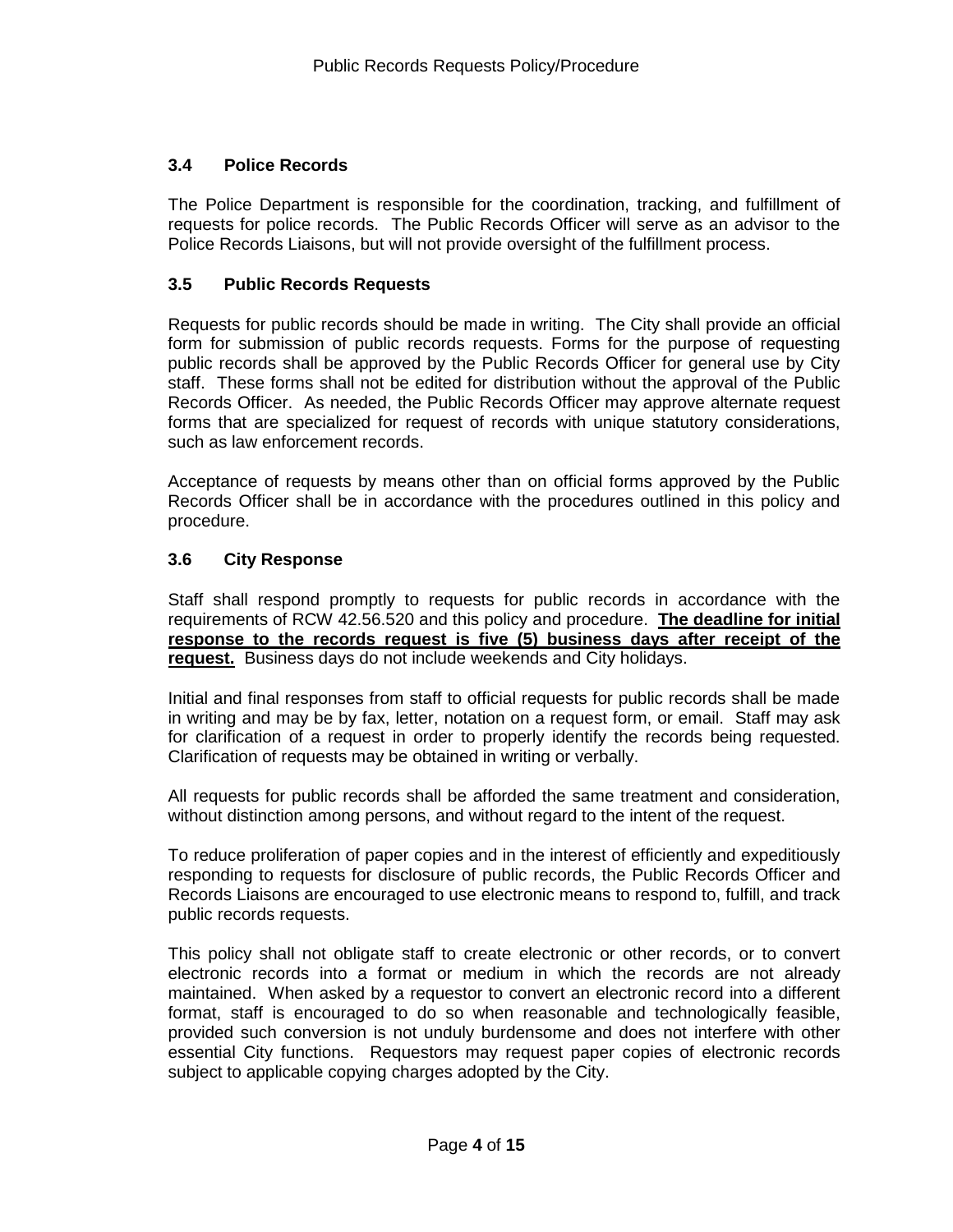### 3.4 Police Records

The Police Department is responsible for the coordination, tracking, and fulfillment of requests for police records. The Public Records Officer will serve as an advisor to the Police Records Liaisons, but will not provide oversight of the fulfillment process.

### 3.5 Public Records Requests

Requests for public records should be made in writing. The City shall provide an official form for submission of public records requests. Forms for the purpose of requesting public records shall be approved by the Public Records Officer for general use by City staff. These forms shall not be edited for distribution without the approval of the Public Records Officer. As needed, the Public Records Officer may approve alternate request forms that are specialized for request of records with unique statutory considerations, such as law enforcement records.

Acceptance of requests by means other than on official forms approved by the Public Records Officer shall be in accordance with the procedures outlined in this policy and procedure.

### 3.6 City Response

Staff shall respond promptly to requests for public records in accordance with the requirements of RCW 42.56.520 and this policy and procedure. **The deadline for initial response to the records request is five (5) business days after receipt of the request.** Business days do not include weekends and City holidays.

Initial and final responses from staff to official requests for public records shall be made in writing and may be by fax, letter, notation on a request form, or email. Staff may ask for clarification of a request in order to properly identify the records being requested. Clarification of requests may be obtained in writing or verbally.

All requests for public records shall be afforded the same treatment and consideration, without distinction among persons, and without regard to the intent of the request.

To reduce proliferation of paper copies and in the interest of efficiently and expeditiously responding to requests for disclosure of public records, the Public Records Officer and Records Liaisons are encouraged to use electronic means to respond to, fulfill, and track public records requests.

This policy shall not obligate staff to create electronic or other records, or to convert electronic records into a format or medium in which the records are not already maintained. When asked by a requestor to convert an electronic record into a different format, staff is encouraged to do so when reasonable and technologically feasible, provided such conversion is not unduly burdensome and does not interfere with other essential City functions. Requestors may request paper copies of electronic records subject to applicable copying charges adopted by the City.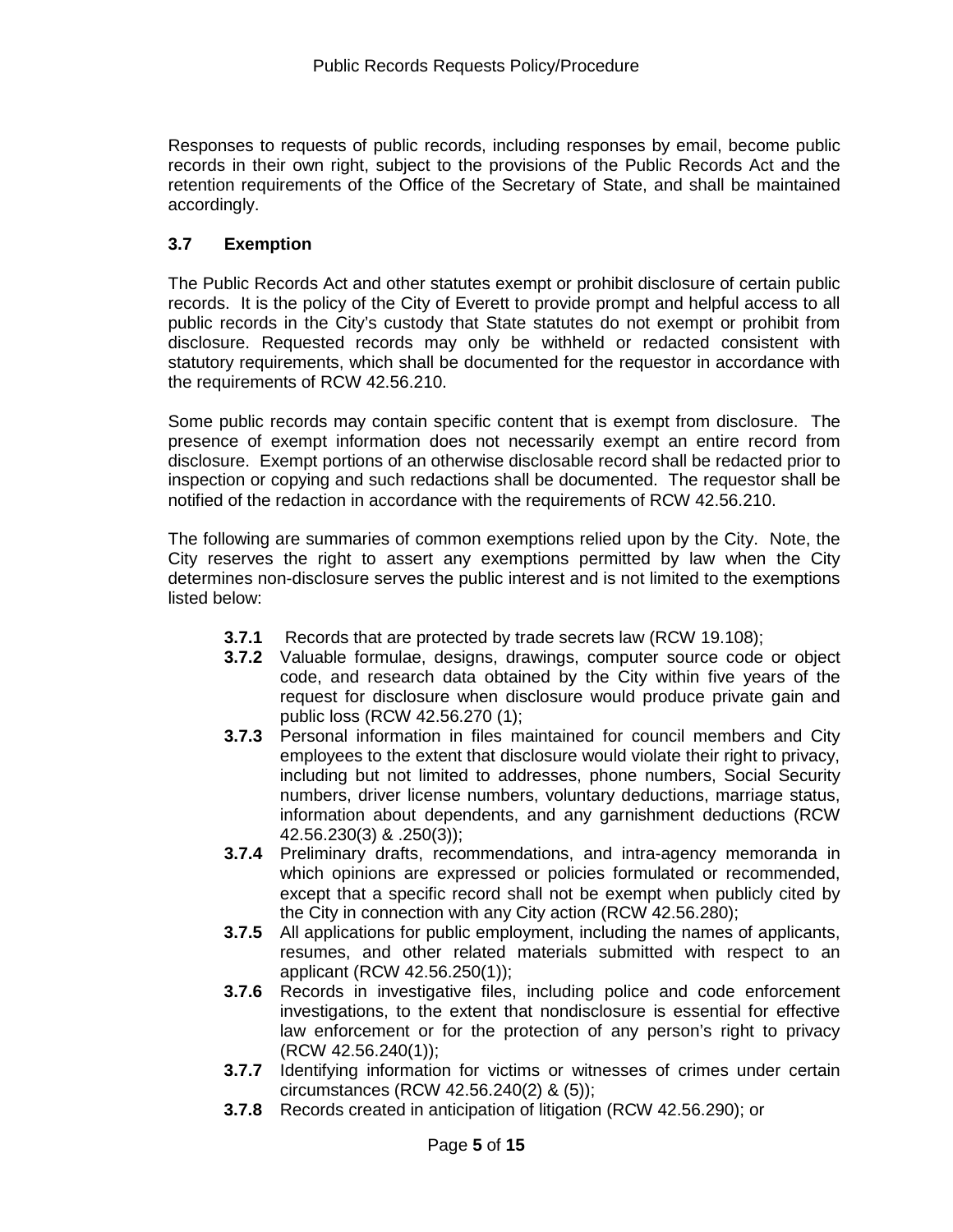Responses to requests of public records, including responses by email, become public records in their own right, subject to the provisions of the Public Records Act and the retention requirements of the Office of the Secretary of State, and shall be maintained accordingly.

### 3.7 Exemption

The Public Records Act and other statutes exempt or prohibit disclosure of certain public records. It is the policy of the City of Everett to provide prompt and helpful access to all public records in the City's custody that State statutes do not exempt or prohibit from disclosure. Requested records may only be withheld or redacted consistent with statutory requirements, which shall be documented for the requestor in accordance with the requirements of RCW 42.56.210.

Some public records may contain specific content that is exempt from disclosure. The presence of exempt information does not necessarily exempt an entire record from disclosure. Exempt portions of an otherwise disclosable record shall be redacted prior to inspection or copying and such redactions shall be documented. The requestor shall be notified of the redaction in accordance with the requirements of RCW 42.56.210.

The following are summaries of common exemptions relied upon by the City. Note, the City reserves the right to assert any exemptions permitted by law when the City determines non-disclosure serves the public interest and is not limited to the exemptions listed below:

- **3.7.1** Records that are protected by trade secrets law (RCW 19.108);
- **3.7.2** Valuable formulae, designs, drawings, computer source code or object code, and research data obtained by the City within five years of the request for disclosure when disclosure would produce private gain and public loss (RCW 42.56.270 (1);
- **3.7.3** Personal information in files maintained for council members and City employees to the extent that disclosure would violate their right to privacy, including but not limited to addresses, phone numbers, Social Security numbers, driver license numbers, voluntary deductions, marriage status, information about dependents, and any garnishment deductions (RCW 42.56.230(3) & .250(3));
- **3.7.4** Preliminary drafts, recommendations, and intra-agency memoranda in which opinions are expressed or policies formulated or recommended, except that a specific record shall not be exempt when publicly cited by the City in connection with any City action (RCW 42.56.280);
- **3.7.5** All applications for public employment, including the names of applicants, resumes, and other related materials submitted with respect to an applicant (RCW 42.56.250(1));
- **3.7.6** Records in investigative files, including police and code enforcement investigations, to the extent that nondisclosure is essential for effective law enforcement or for the protection of any person's right to privacy (RCW 42.56.240(1));
- **3.7.7** Identifying information for victims or witnesses of crimes under certain circumstances (RCW 42.56.240(2) & (5));
- **3.7.8** Records created in anticipation of litigation (RCW 42.56.290); or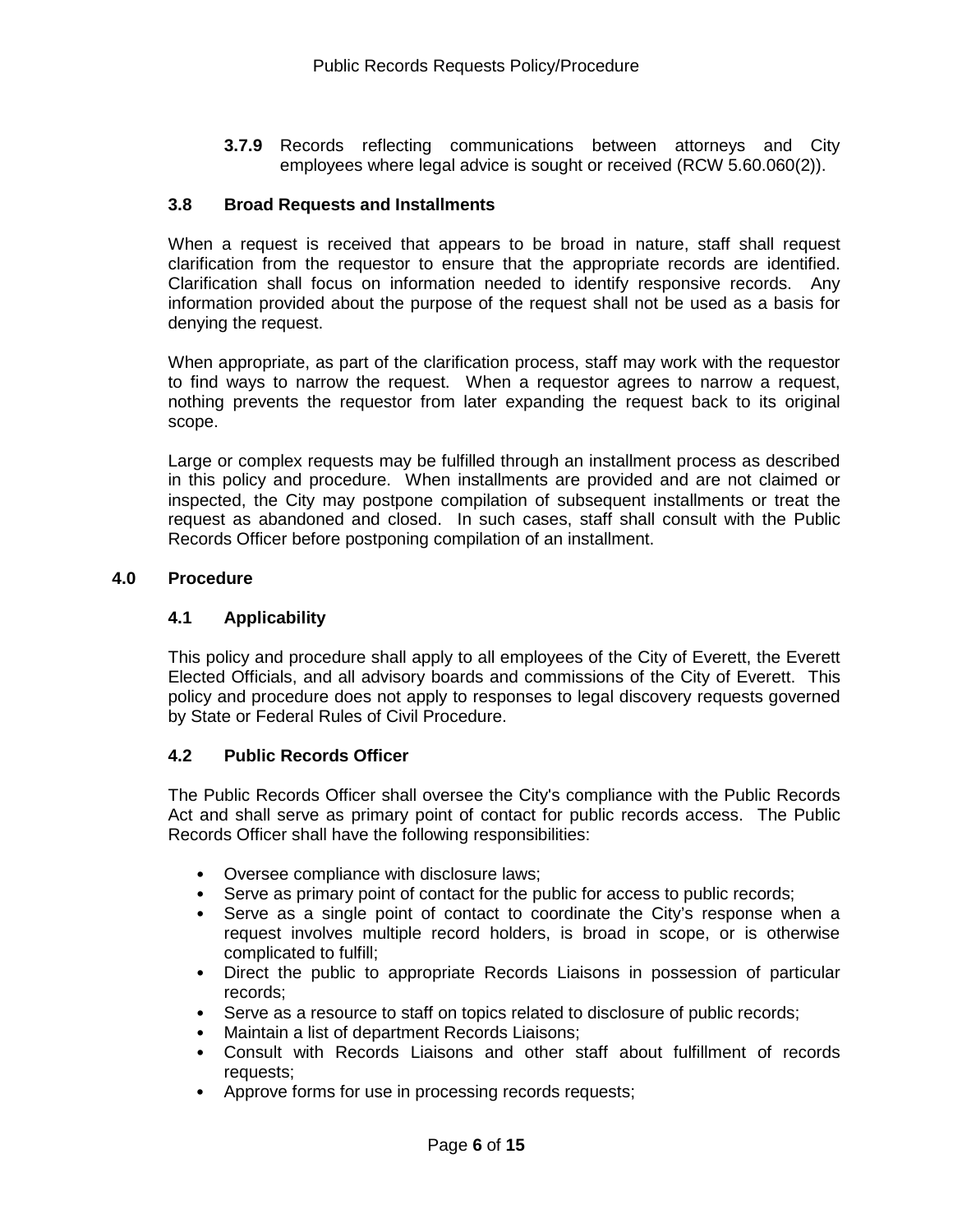**3.7.9** Records reflecting communications between attorneys and City employees where legal advice is sought or received (RCW 5.60.060(2)).

### 3.8 Broad Requests and Installments

When a request is received that appears to be broad in nature, staff shall request clarification from the requestor to ensure that the appropriate records are identified. Clarification shall focus on information needed to identify responsive records. Any information provided about the purpose of the request shall not be used as a basis for denying the request.

When appropriate, as part of the clarification process, staff may work with the requestor to find ways to narrow the request. When a requestor agrees to narrow a request, nothing prevents the requestor from later expanding the request back to its original scope.

Large or complex requests may be fulfilled through an installment process as described in this policy and procedure. When installments are provided and are not claimed or inspected, the City may postpone compilation of subsequent installments or treat the request as abandoned and closed. In such cases, staff shall consult with the Public Records Officer before postponing compilation of an installment.

## 4.0 Procedure

### 4.1 Applicability

This policy and procedure shall apply to all employees of the City of Everett, the Everett Elected Officials, and all advisory boards and commissions of the City of Everett. This policy and procedure does not apply to responses to legal discovery requests governed by State or Federal Rules of Civil Procedure.

### 4.2 Public Records Officer

The Public Records Officer shall oversee the City's compliance with the Public Records Act and shall serve as primary point of contact for public records access. The Public Records Officer shall have the following responsibilities:

- Oversee compliance with disclosure laws;
- Serve as primary point of contact for the public for access to public records;
- Serve as a single point of contact to coordinate the City's response when a request involves multiple record holders, is broad in scope, or is otherwise complicated to fulfill;
- Direct the public to appropriate Records Liaisons in possession of particular records;
- Serve as a resource to staff on topics related to disclosure of public records;
- Maintain a list of department Records Liaisons;
- Consult with Records Liaisons and other staff about fulfillment of records requests;
- Approve forms for use in processing records requests;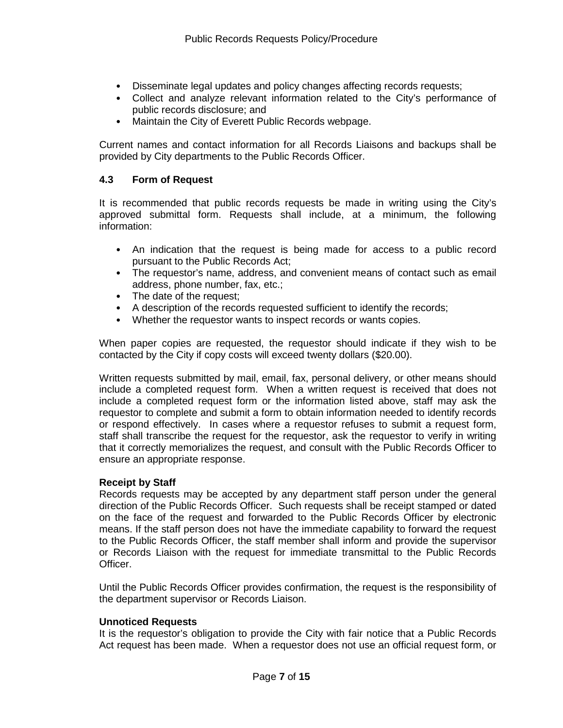- Disseminate legal updates and policy changes affecting records requests;
- Collect and analyze relevant information related to the City's performance of public records disclosure; and
- Maintain the City of Everett Public Records webpage.

Current names and contact information for all Records Liaisons and backups shall be provided by City departments to the Public Records Officer.

### 4.3 Form of Request

It is recommended that public records requests be made in writing using the City's approved submittal form. Requests shall include, at a minimum, the following information:

- An indication that the request is being made for access to a public record pursuant to the Public Records Act;
- The requestor's name, address, and convenient means of contact such as email address, phone number, fax, etc.;
- The date of the request;
- A description of the records requested sufficient to identify the records;
- Whether the requestor wants to inspect records or wants copies.

When paper copies are requested, the requestor should indicate if they wish to be contacted by the City if copy costs will exceed twenty dollars ($20.00).

Written requests submitted by mail, email, fax, personal delivery, or other means should include a completed request form. When a written request is received that does not include a completed request form or the information listed above, staff may ask the requestor to complete and submit a form to obtain information needed to identify records or respond effectively. In cases where a requestor refuses to submit a request form, staff shall transcribe the request for the requestor, ask the requestor to verify in writing that it correctly memorializes the request, and consult with the Public Records Officer to ensure an appropriate response.

**Receipt by Staff**
Records requests may be accepted by any department staff person under the general direction of the Public Records Officer. Such requests shall be receipt stamped or dated on the face of the request and forwarded to the Public Records Officer by electronic means. If the staff person does not have the immediate capability to forward the request to the Public Records Officer, the staff member shall inform and provide the supervisor or Records Liaison with the request for immediate transmittal to the Public Records Officer.

Until the Public Records Officer provides confirmation, the request is the responsibility of the department supervisor or Records Liaison.

**Unnoticed Requests**
It is the requestor's obligation to provide the City with fair notice that a Public Records Act request has been made. When a requestor does not use an official request form, or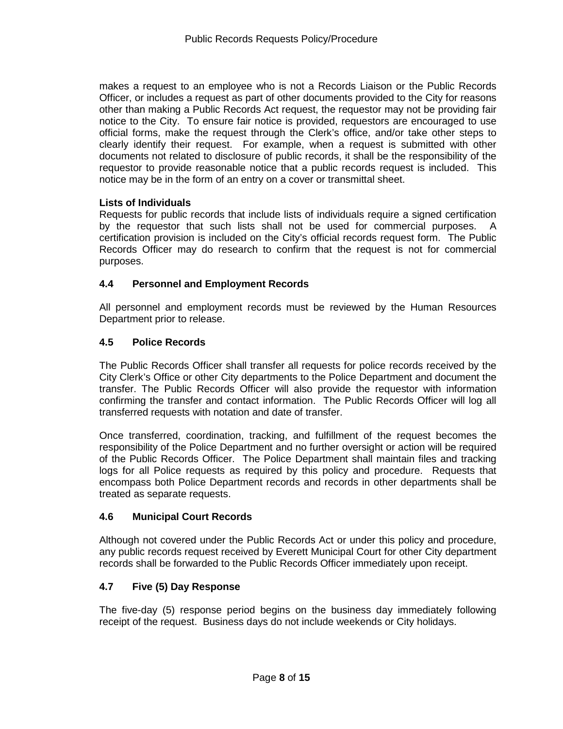makes a request to an employee who is not a Records Liaison or the Public Records Officer, or includes a request as part of other documents provided to the City for reasons other than making a Public Records Act request, the requestor may not be providing fair notice to the City. To ensure fair notice is provided, requestors are encouraged to use official forms, make the request through the Clerk's office, and/or take other steps to clearly identify their request. For example, when a request is submitted with other documents not related to disclosure of public records, it shall be the responsibility of the requestor to provide reasonable notice that a public records request is included. This notice may be in the form of an entry on a cover or transmittal sheet.

**Lists of Individuals**

Requests for public records that include lists of individuals require a signed certification by the requestor that such lists shall not be used for commercial purposes. A certification provision is included on the City's official records request form. The Public Records Officer may do research to confirm that the request is not for commercial purposes.

### 4.4 Personnel and Employment Records

All personnel and employment records must be reviewed by the Human Resources Department prior to release.

### 4.5 Police Records

The Public Records Officer shall transfer all requests for police records received by the City Clerk's Office or other City departments to the Police Department and document the transfer. The Public Records Officer will also provide the requestor with information confirming the transfer and contact information. The Public Records Officer will log all transferred requests with notation and date of transfer.

Once transferred, coordination, tracking, and fulfillment of the request becomes the responsibility of the Police Department and no further oversight or action will be required of the Public Records Officer. The Police Department shall maintain files and tracking logs for all Police requests as required by this policy and procedure. Requests that encompass both Police Department records and records in other departments shall be treated as separate requests.

### 4.6 Municipal Court Records

Although not covered under the Public Records Act or under this policy and procedure, any public records request received by Everett Municipal Court for other City department records shall be forwarded to the Public Records Officer immediately upon receipt.

### 4.7 Five (5) Day Response

The five-day (5) response period begins on the business day immediately following receipt of the request. Business days do not include weekends or City holidays.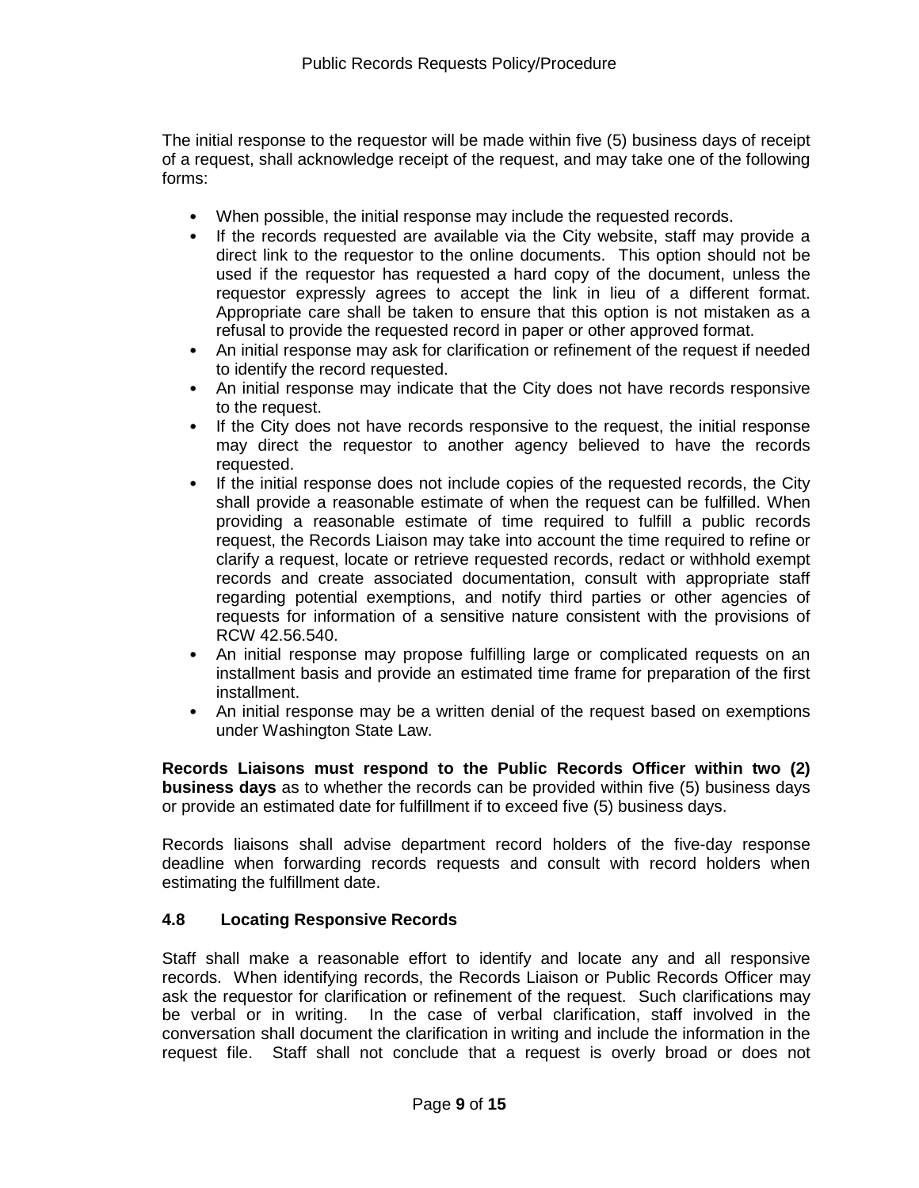The initial response to the requestor will be made within five (5) business days of receipt of a request, shall acknowledge receipt of the request, and may take one of the following forms:

- When possible, the initial response may include the requested records.
- If the records requested are available via the City website, staff may provide a direct link to the requestor to the online documents. This option should not be used if the requestor has requested a hard copy of the document, unless the requestor expressly agrees to accept the link in lieu of a different format. Appropriate care shall be taken to ensure that this option is not mistaken as a refusal to provide the requested record in paper or other approved format.
- An initial response may ask for clarification or refinement of the request if needed to identify the record requested.
- An initial response may indicate that the City does not have records responsive to the request.
- If the City does not have records responsive to the request, the initial response may direct the requestor to another agency believed to have the records requested.
- If the initial response does not include copies of the requested records, the City shall provide a reasonable estimate of when the request can be fulfilled. When providing a reasonable estimate of time required to fulfill a public records request, the Records Liaison may take into account the time required to refine or clarify a request, locate or retrieve requested records, redact or withhold exempt records and create associated documentation, consult with appropriate staff regarding potential exemptions, and notify third parties or other agencies of requests for information of a sensitive nature consistent with the provisions of RCW 42.56.540.
- An initial response may propose fulfilling large or complicated requests on an installment basis and provide an estimated time frame for preparation of the first installment.
- An initial response may be a written denial of the request based on exemptions under Washington State Law.

**Records Liaisons must respond to the Public Records Officer within two (2) business days** as to whether the records can be provided within five (5) business days or provide an estimated date for fulfillment if to exceed five (5) business days.

Records liaisons shall advise department record holders of the five-day response deadline when forwarding records requests and consult with record holders when estimating the fulfillment date.

### 4.8 Locating Responsive Records

Staff shall make a reasonable effort to identify and locate any and all responsive records. When identifying records, the Records Liaison or Public Records Officer may ask the requestor for clarification or refinement of the request. Such clarifications may be verbal or in writing. In the case of verbal clarification, staff involved in the conversation shall document the clarification in writing and include the information in the request file. Staff shall not conclude that a request is overly broad or does not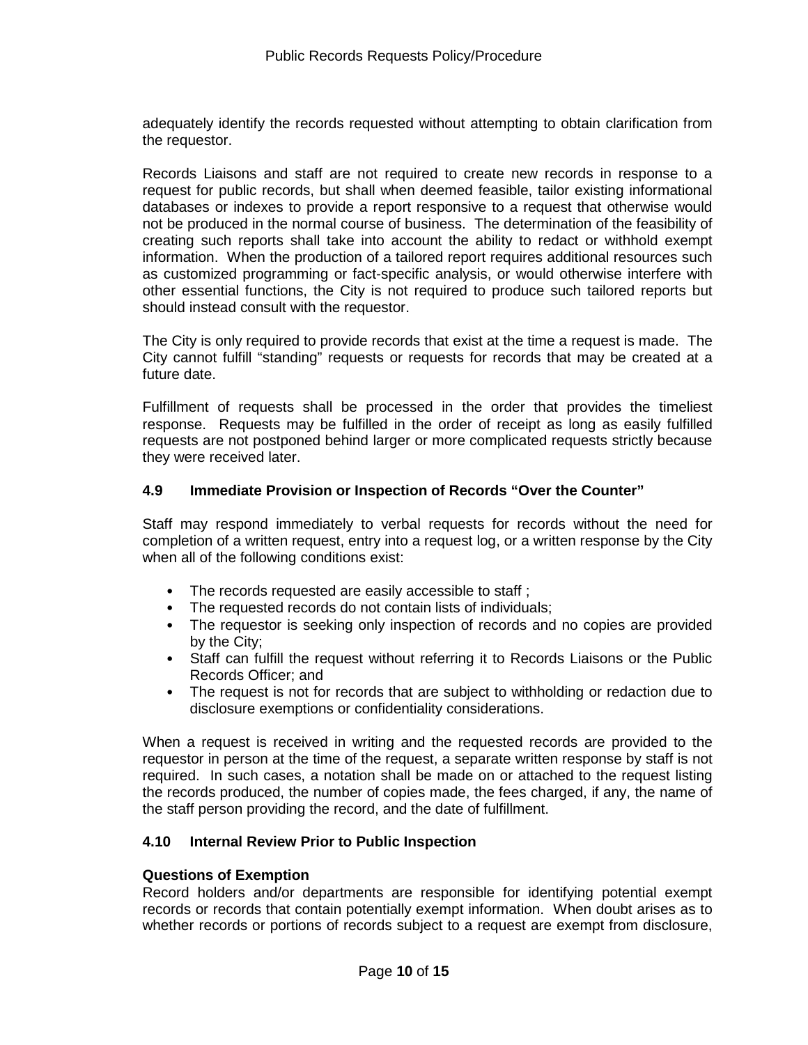adequately identify the records requested without attempting to obtain clarification from the requestor.

Records Liaisons and staff are not required to create new records in response to a request for public records, but shall when deemed feasible, tailor existing informational databases or indexes to provide a report responsive to a request that otherwise would not be produced in the normal course of business. The determination of the feasibility of creating such reports shall take into account the ability to redact or withhold exempt information. When the production of a tailored report requires additional resources such as customized programming or fact-specific analysis, or would otherwise interfere with other essential functions, the City is not required to produce such tailored reports but should instead consult with the requestor.

The City is only required to provide records that exist at the time a request is made. The City cannot fulfill "standing" requests or requests for records that may be created at a future date.

Fulfillment of requests shall be processed in the order that provides the timeliest response. Requests may be fulfilled in the order of receipt as long as easily fulfilled requests are not postponed behind larger or more complicated requests strictly because they were received later.

### 4.9 Immediate Provision or Inspection of Records "Over the Counter"

Staff may respond immediately to verbal requests for records without the need for completion of a written request, entry into a request log, or a written response by the City when all of the following conditions exist:

- The records requested are easily accessible to staff ;
- The requested records do not contain lists of individuals;
- The requestor is seeking only inspection of records and no copies are provided by the City;
- Staff can fulfill the request without referring it to Records Liaisons or the Public Records Officer; and
- The request is not for records that are subject to withholding or redaction due to disclosure exemptions or confidentiality considerations.

When a request is received in writing and the requested records are provided to the requestor in person at the time of the request, a separate written response by staff is not required. In such cases, a notation shall be made on or attached to the request listing the records produced, the number of copies made, the fees charged, if any, the name of the staff person providing the record, and the date of fulfillment.

### 4.10 Internal Review Prior to Public Inspection

**Questions of Exemption**

Record holders and/or departments are responsible for identifying potential exempt records or records that contain potentially exempt information. When doubt arises as to whether records or portions of records subject to a request are exempt from disclosure,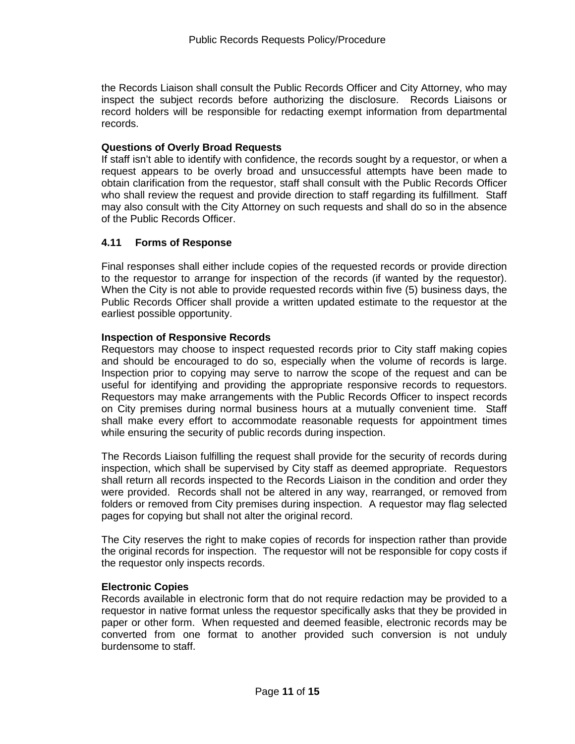the Records Liaison shall consult the Public Records Officer and City Attorney, who may inspect the subject records before authorizing the disclosure. Records Liaisons or record holders will be responsible for redacting exempt information from departmental records.

**Questions of Overly Broad Requests**

If staff isn't able to identify with confidence, the records sought by a requestor, or when a request appears to be overly broad and unsuccessful attempts have been made to obtain clarification from the requestor, staff shall consult with the Public Records Officer who shall review the request and provide direction to staff regarding its fulfillment. Staff may also consult with the City Attorney on such requests and shall do so in the absence of the Public Records Officer.

### 4.11 Forms of Response

Final responses shall either include copies of the requested records or provide direction to the requestor to arrange for inspection of the records (if wanted by the requestor). When the City is not able to provide requested records within five (5) business days, the Public Records Officer shall provide a written updated estimate to the requestor at the earliest possible opportunity.

**Inspection of Responsive Records**

Requestors may choose to inspect requested records prior to City staff making copies and should be encouraged to do so, especially when the volume of records is large. Inspection prior to copying may serve to narrow the scope of the request and can be useful for identifying and providing the appropriate responsive records to requestors. Requestors may make arrangements with the Public Records Officer to inspect records on City premises during normal business hours at a mutually convenient time. Staff shall make every effort to accommodate reasonable requests for appointment times while ensuring the security of public records during inspection.

The Records Liaison fulfilling the request shall provide for the security of records during inspection, which shall be supervised by City staff as deemed appropriate. Requestors shall return all records inspected to the Records Liaison in the condition and order they were provided. Records shall not be altered in any way, rearranged, or removed from folders or removed from City premises during inspection. A requestor may flag selected pages for copying but shall not alter the original record.

The City reserves the right to make copies of records for inspection rather than provide the original records for inspection. The requestor will not be responsible for copy costs if the requestor only inspects records.

**Electronic Copies**

Records available in electronic form that do not require redaction may be provided to a requestor in native format unless the requestor specifically asks that they be provided in paper or other form. When requested and deemed feasible, electronic records may be converted from one format to another provided such conversion is not unduly burdensome to staff.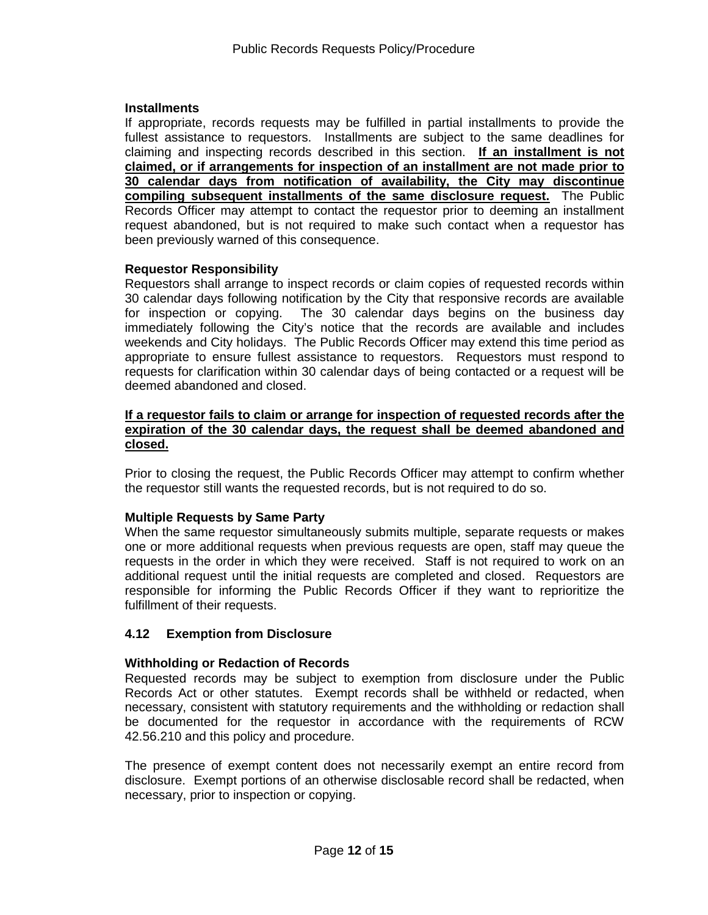**Installments**

If appropriate, records requests may be fulfilled in partial installments to provide the fullest assistance to requestors. Installments are subject to the same deadlines for claiming and inspecting records described in this section. **<u>If an installment is not claimed, or if arrangements for inspection of an installment are not made prior to 30 calendar days from notification of availability, the City may discontinue compiling subsequent installments of the same disclosure request.</u>** The Public Records Officer may attempt to contact the requestor prior to deeming an installment request abandoned, but is not required to make such contact when a requestor has been previously warned of this consequence.

**Requestor Responsibility**

Requestors shall arrange to inspect records or claim copies of requested records within 30 calendar days following notification by the City that responsive records are available for inspection or copying. The 30 calendar days begins on the business day immediately following the City's notice that the records are available and includes weekends and City holidays. The Public Records Officer may extend this time period as appropriate to ensure fullest assistance to requestors. Requestors must respond to requests for clarification within 30 calendar days of being contacted or a request will be deemed abandoned and closed.

**<u>If a requestor fails to claim or arrange for inspection of requested records after the expiration of the 30 calendar days, the request shall be deemed abandoned and closed.</u>**

Prior to closing the request, the Public Records Officer may attempt to confirm whether the requestor still wants the requested records, but is not required to do so.

**Multiple Requests by Same Party**

When the same requestor simultaneously submits multiple, separate requests or makes one or more additional requests when previous requests are open, staff may queue the requests in the order in which they were received. Staff is not required to work on an additional request until the initial requests are completed and closed. Requestors are responsible for informing the Public Records Officer if they want to reprioritize the fulfillment of their requests.

## 4.12 Exemption from Disclosure

**Withholding or Redaction of Records**

Requested records may be subject to exemption from disclosure under the Public Records Act or other statutes. Exempt records shall be withheld or redacted, when necessary, consistent with statutory requirements and the withholding or redaction shall be documented for the requestor in accordance with the requirements of RCW 42.56.210 and this policy and procedure.

The presence of exempt content does not necessarily exempt an entire record from disclosure. Exempt portions of an otherwise disclosable record shall be redacted, when necessary, prior to inspection or copying.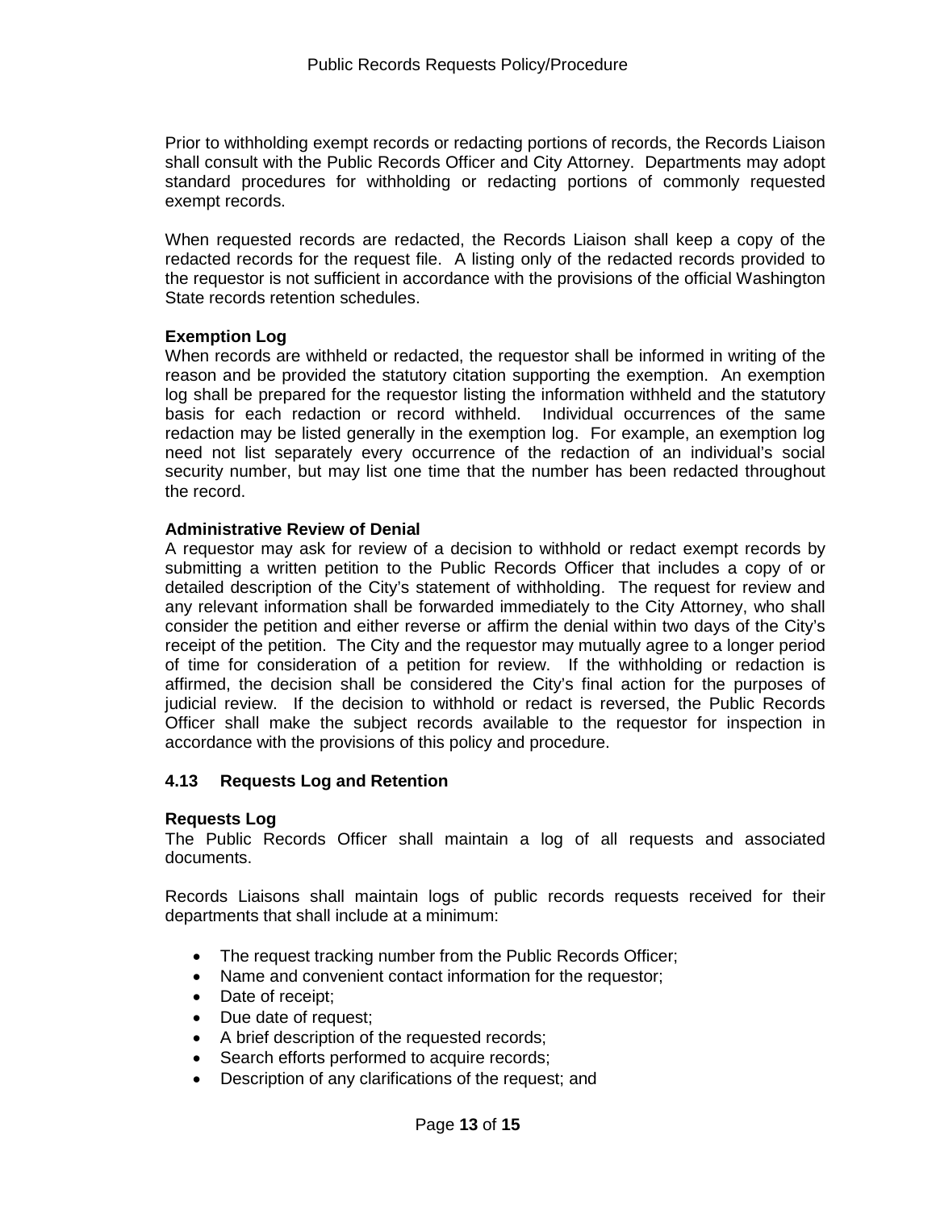Prior to withholding exempt records or redacting portions of records, the Records Liaison shall consult with the Public Records Officer and City Attorney. Departments may adopt standard procedures for withholding or redacting portions of commonly requested exempt records.

When requested records are redacted, the Records Liaison shall keep a copy of the redacted records for the request file. A listing only of the redacted records provided to the requestor is not sufficient in accordance with the provisions of the official Washington State records retention schedules.

**Exemption Log**

When records are withheld or redacted, the requestor shall be informed in writing of the reason and be provided the statutory citation supporting the exemption. An exemption log shall be prepared for the requestor listing the information withheld and the statutory basis for each redaction or record withheld. Individual occurrences of the same redaction may be listed generally in the exemption log. For example, an exemption log need not list separately every occurrence of the redaction of an individual's social security number, but may list one time that the number has been redacted throughout the record.

**Administrative Review of Denial**

A requestor may ask for review of a decision to withhold or redact exempt records by submitting a written petition to the Public Records Officer that includes a copy of or detailed description of the City's statement of withholding. The request for review and any relevant information shall be forwarded immediately to the City Attorney, who shall consider the petition and either reverse or affirm the denial within two days of the City's receipt of the petition. The City and the requestor may mutually agree to a longer period of time for consideration of a petition for review. If the withholding or redaction is affirmed, the decision shall be considered the City's final action for the purposes of judicial review. If the decision to withhold or redact is reversed, the Public Records Officer shall make the subject records available to the requestor for inspection in accordance with the provisions of this policy and procedure.

### 4.13 Requests Log and Retention

**Requests Log**

The Public Records Officer shall maintain a log of all requests and associated documents.

Records Liaisons shall maintain logs of public records requests received for their departments that shall include at a minimum:

- The request tracking number from the Public Records Officer;
- Name and convenient contact information for the requestor;
- Date of receipt;
- Due date of request;
- A brief description of the requested records;
- Search efforts performed to acquire records;
- Description of any clarifications of the request; and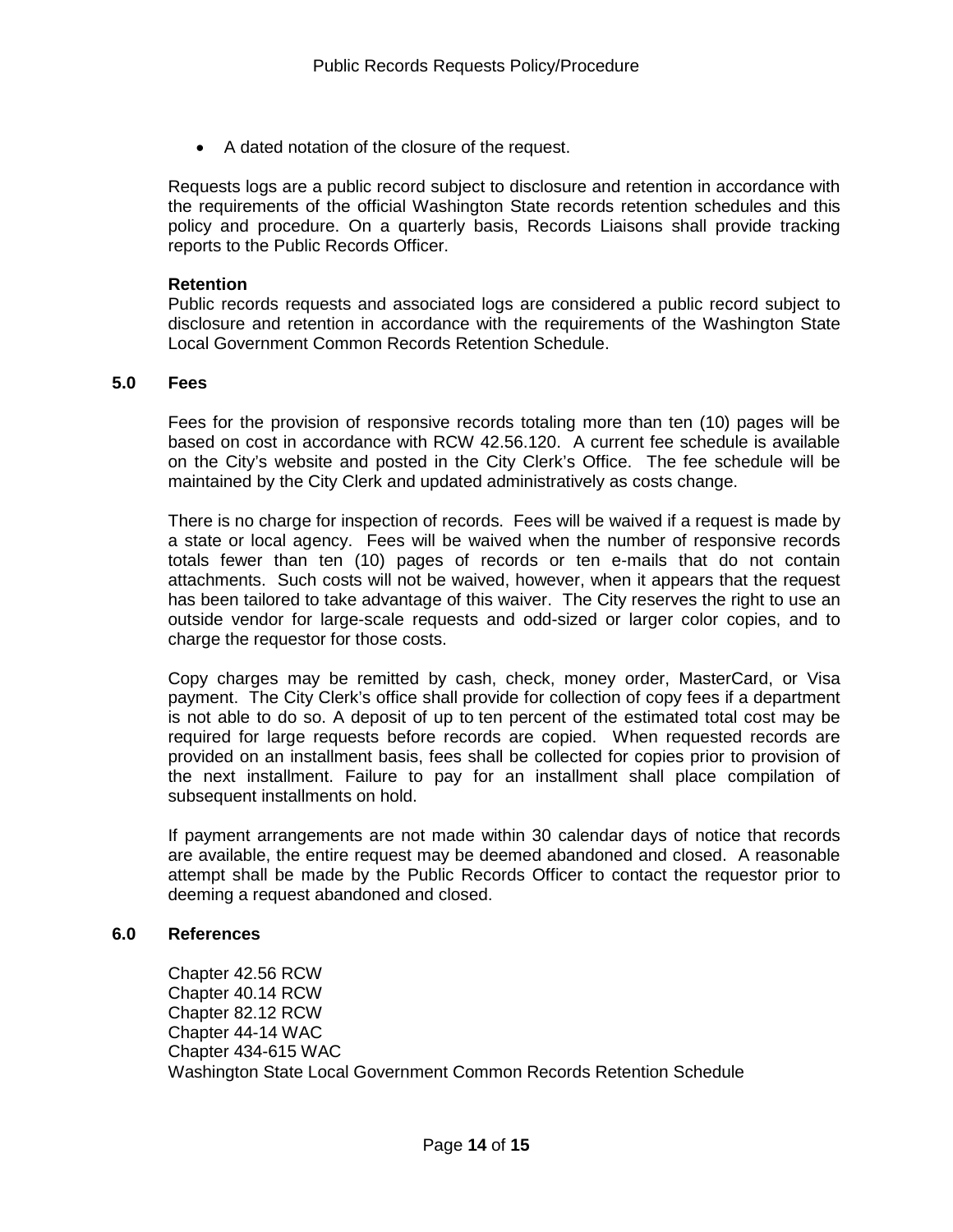- A dated notation of the closure of the request.

Requests logs are a public record subject to disclosure and retention in accordance with the requirements of the official Washington State records retention schedules and this policy and procedure. On a quarterly basis, Records Liaisons shall provide tracking reports to the Public Records Officer.

**Retention**

Public records requests and associated logs are considered a public record subject to disclosure and retention in accordance with the requirements of the Washington State Local Government Common Records Retention Schedule.

## 5.0 Fees

Fees for the provision of responsive records totaling more than ten (10) pages will be based on cost in accordance with RCW 42.56.120. A current fee schedule is available on the City's website and posted in the City Clerk's Office. The fee schedule will be maintained by the City Clerk and updated administratively as costs change.

There is no charge for inspection of records. Fees will be waived if a request is made by a state or local agency. Fees will be waived when the number of responsive records totals fewer than ten (10) pages of records or ten e-mails that do not contain attachments. Such costs will not be waived, however, when it appears that the request has been tailored to take advantage of this waiver. The City reserves the right to use an outside vendor for large-scale requests and odd-sized or larger color copies, and to charge the requestor for those costs.

Copy charges may be remitted by cash, check, money order, MasterCard, or Visa payment. The City Clerk's office shall provide for collection of copy fees if a department is not able to do so. A deposit of up to ten percent of the estimated total cost may be required for large requests before records are copied. When requested records are provided on an installment basis, fees shall be collected for copies prior to provision of the next installment. Failure to pay for an installment shall place compilation of subsequent installments on hold.

If payment arrangements are not made within 30 calendar days of notice that records are available, the entire request may be deemed abandoned and closed. A reasonable attempt shall be made by the Public Records Officer to contact the requestor prior to deeming a request abandoned and closed.

## 6.0 References

Chapter 42.56 RCW
Chapter 40.14 RCW
Chapter 82.12 RCW
Chapter 44-14 WAC
Chapter 434-615 WAC
Washington State Local Government Common Records Retention Schedule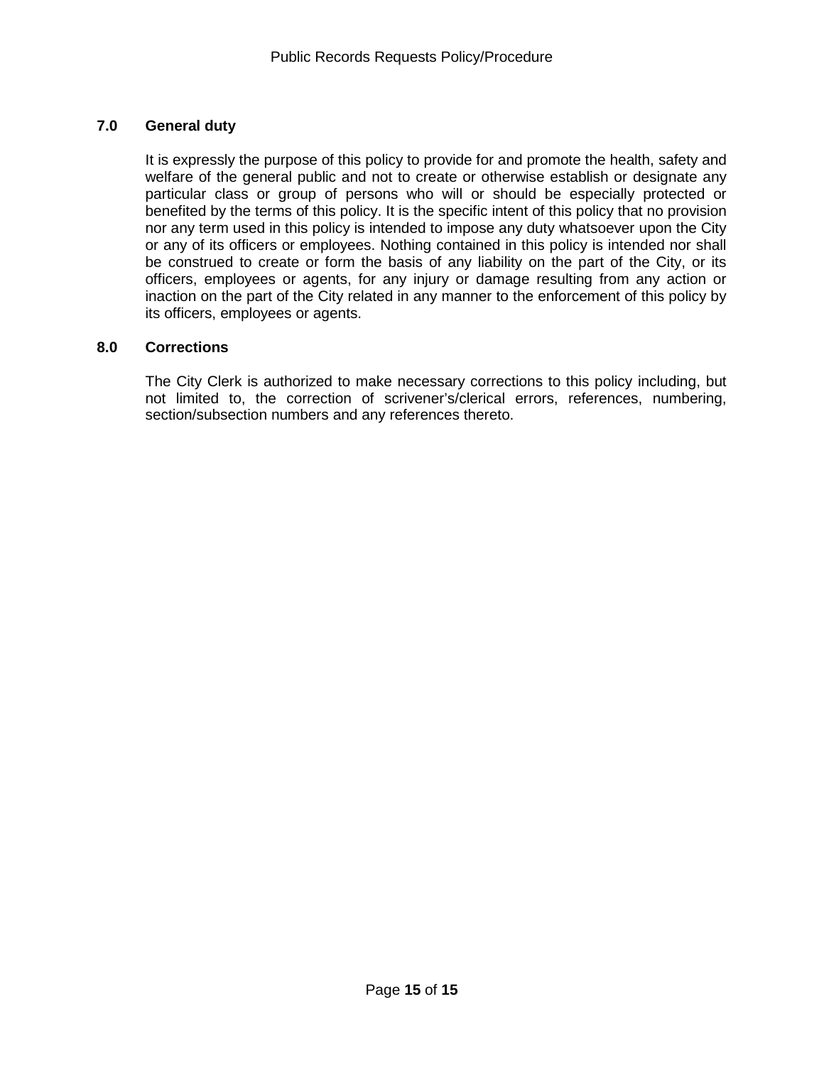## 7.0 General duty

It is expressly the purpose of this policy to provide for and promote the health, safety and welfare of the general public and not to create or otherwise establish or designate any particular class or group of persons who will or should be especially protected or benefited by the terms of this policy. It is the specific intent of this policy that no provision nor any term used in this policy is intended to impose any duty whatsoever upon the City or any of its officers or employees. Nothing contained in this policy is intended nor shall be construed to create or form the basis of any liability on the part of the City, or its officers, employees or agents, for any injury or damage resulting from any action or inaction on the part of the City related in any manner to the enforcement of this policy by its officers, employees or agents.

## 8.0 Corrections

The City Clerk is authorized to make necessary corrections to this policy including, but not limited to, the correction of scrivener's/clerical errors, references, numbering, section/subsection numbers and any references thereto.